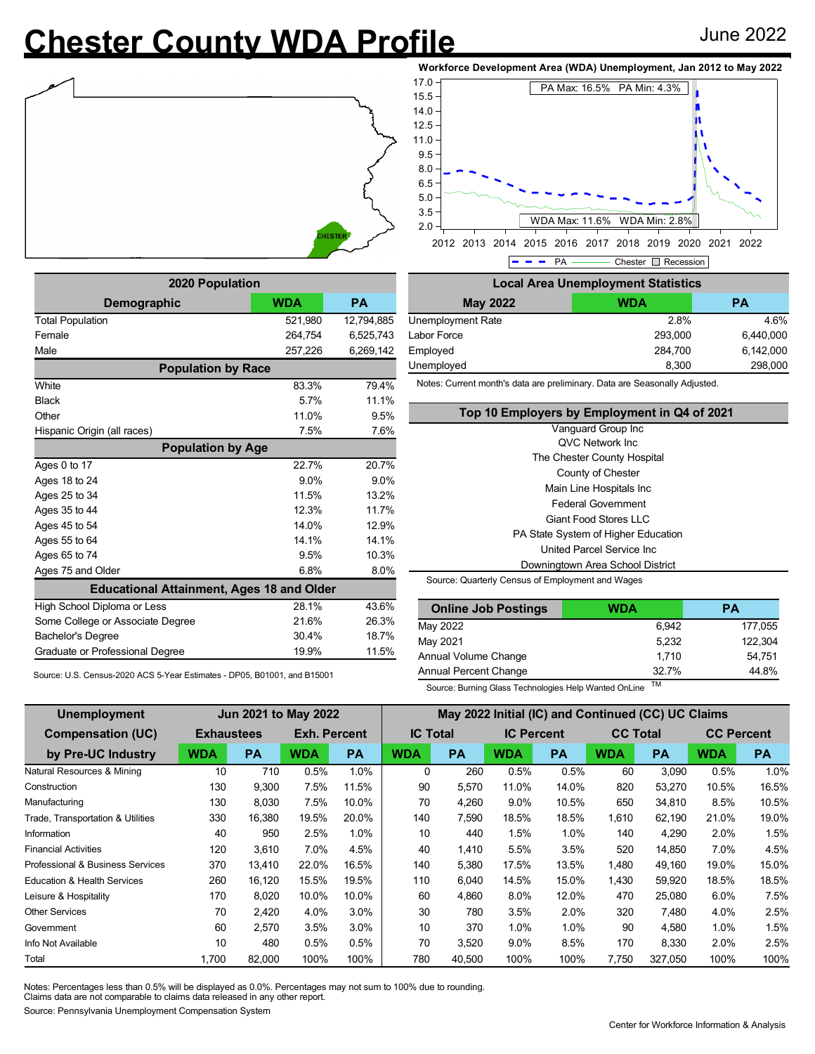# Chester County WDA Profile

June 2022

**Workforce Development Area (WDA) Unemployment, Jan 2012 to May 2022**

PA Max: 16.5% PA Min: 4.3%

WDA Max: 11.6% WDA Min: 2.8%

PA — Chester — Recession

| 2020 Population | | |
|---|---|---|
| **Demographic** | **WDA** | **PA** |
| Total Population | 521,980 | 12,794,885 |
| Female | 264,754 | 6,525,743 |
| Male | 257,226 | 6,269,142 |
| **Population by Race** | | |
| White | 83.3% | 79.4% |
| Black | 5.7% | 11.1% |
| Other | 11.0% | 9.5% |
| Hispanic Origin (all races) | 7.5% | 7.6% |
| **Population by Age** | | |
| Ages 0 to 17 | 22.7% | 20.7% |
| Ages 18 to 24 | 9.0% | 9.0% |
| Ages 25 to 34 | 11.5% | 13.2% |
| Ages 35 to 44 | 12.3% | 11.7% |
| Ages 45 to 54 | 14.0% | 12.9% |
| Ages 55 to 64 | 14.1% | 14.1% |
| Ages 65 to 74 | 9.5% | 10.3% |
| Ages 75 and Older | 6.8% | 8.0% |
| **Educational Attainment, Ages 18 and Older** | | |
| High School Diploma or Less | 28.1% | 43.6% |
| Some College or Associate Degree | 21.6% | 26.3% |
| Bachelor's Degree | 30.4% | 18.7% |
| Graduate or Professional Degree | 19.9% | 11.5% |

Source: U.S. Census-2020 ACS 5-Year Estimates - DP05, B01001, and B15001

| Local Area Unemployment Statistics | | |
|---|---|---|
| **May 2022** | **WDA** | **PA** |
| Unemployment Rate | 2.8% | 4.6% |
| Labor Force | 293,000 | 6,440,000 |
| Employed | 284,700 | 6,142,000 |
| Unemployed | 8,300 | 298,000 |

Notes: Current month's data are preliminary. Data are Seasonally Adjusted.

**Top 10 Employers by Employment in Q4 of 2021**

- Vanguard Group Inc
- QVC Network Inc
- The Chester County Hospital
- County of Chester
- Main Line Hospitals Inc
- Federal Government
- Giant Food Stores LLC
- PA State System of Higher Education
- United Parcel Service Inc
- Downingtown Area School District

Source: Quarterly Census of Employment and Wages

| Online Job Postings | WDA | PA |
|---|---|---|
| May 2022 | 6,942 | 177,055 |
| May 2021 | 5,232 | 122,304 |
| Annual Volume Change | 1,710 | 54,751 |
| Annual Percent Change | 32.7% | 44.8% |

Source: Burning Glass Technologies Help Wanted OnLine TM

| Unemployment Compensation (UC) by Pre-UC Industry | Jun 2021 to May 2022 | | | | May 2022 Initial (IC) and Continued (CC) UC Claims | | | | | | | |
|---|---|---|---|---|---|---|---|---|---|---|---|---|
| | Exhaustees | | Exh. Percent | | IC Total | | IC Percent | | CC Total | | CC Percent | |
| | WDA | PA | WDA | PA | WDA | PA | WDA | PA | WDA | PA | WDA | PA |
| Natural Resources & Mining | 10 | 710 | 0.5% | 1.0% | 0 | 260 | 0.5% | 0.5% | 60 | 3,090 | 0.5% | 1.0% |
| Construction | 130 | 9,300 | 7.5% | 11.5% | 90 | 5,570 | 11.0% | 14.0% | 820 | 53,270 | 10.5% | 16.5% |
| Manufacturing | 130 | 8,030 | 7.5% | 10.0% | 70 | 4,260 | 9.0% | 10.5% | 650 | 34,810 | 8.5% | 10.5% |
| Trade, Transportation & Utilities | 330 | 16,380 | 19.5% | 20.0% | 140 | 7,590 | 18.5% | 18.5% | 1,610 | 62,190 | 21.0% | 19.0% |
| Information | 40 | 950 | 2.5% | 1.0% | 10 | 440 | 1.5% | 1.0% | 140 | 4,290 | 2.0% | 1.5% |
| Financial Activities | 120 | 3,610 | 7.0% | 4.5% | 40 | 1,410 | 5.5% | 3.5% | 520 | 14,850 | 7.0% | 4.5% |
| Professional & Business Services | 370 | 13,410 | 22.0% | 16.5% | 140 | 5,380 | 17.5% | 13.5% | 1,480 | 49,160 | 19.0% | 15.0% |
| Education & Health Services | 260 | 16,120 | 15.5% | 19.5% | 110 | 6,040 | 14.5% | 15.0% | 1,430 | 59,920 | 18.5% | 18.5% |
| Leisure & Hospitality | 170 | 8,020 | 10.0% | 10.0% | 60 | 4,860 | 8.0% | 12.0% | 470 | 25,080 | 6.0% | 7.5% |
| Other Services | 70 | 2,420 | 4.0% | 3.0% | 30 | 780 | 3.5% | 2.0% | 320 | 7,480 | 4.0% | 2.5% |
| Government | 60 | 2,570 | 3.5% | 3.0% | 10 | 370 | 1.0% | 1.0% | 90 | 4,580 | 1.0% | 1.5% |
| Info Not Available | 10 | 480 | 0.5% | 0.5% | 70 | 3,520 | 9.0% | 8.5% | 170 | 8,330 | 2.0% | 2.5% |
| Total | 1,700 | 82,000 | 100% | 100% | 780 | 40,500 | 100% | 100% | 7,750 | 327,050 | 100% | 100% |

Notes: Percentages less than 0.5% will be displayed as 0.0%. Percentages may not sum to 100% due to rounding.
Claims data are not comparable to claims data released in any other report.

Source: Pennsylvania Unemployment Compensation System

Center for Workforce Information & Analysis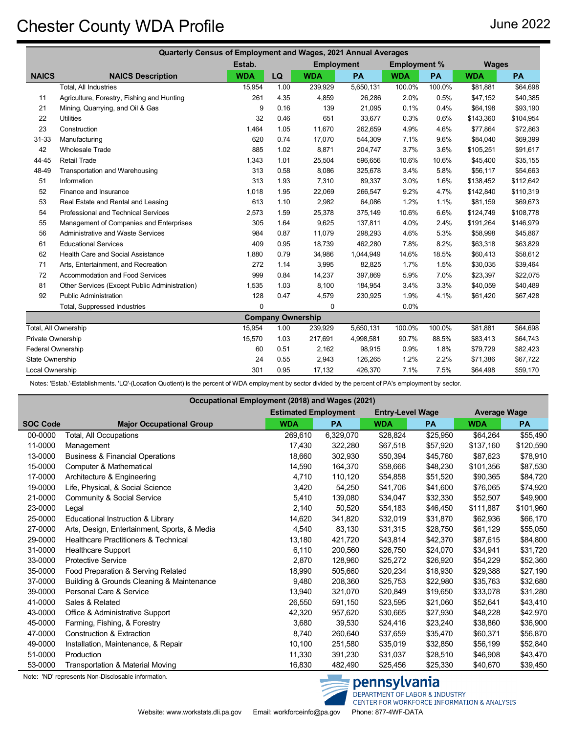# Chester County WDA Profile

June 2022

| NAICS | NAICS Description | Estab. WDA | LQ | Employment WDA | Employment PA | Employment % WDA | Employment % PA | Wages WDA | Wages PA |
|---|---|---|---|---|---|---|---|---|---|
| | **Quarterly Census of Employment and Wages, 2021 Annual Averages** | | | | | | | | |
| | Total, All Industries | 15,954 | 1.00 | 239,929 | 5,650,131 | 100.0% | 100.0% | $81,881 | $64,698 |
| 11 | Agriculture, Forestry, Fishing and Hunting | 261 | 4.35 | 4,859 | 26,286 | 2.0% | 0.5% | $47,152 | $40,385 |
| 21 | Mining, Quarrying, and Oil & Gas | 9 | 0.16 | 139 | 21,095 | 0.1% | 0.4% | $64,198 | $93,190 |
| 22 | Utilities | 32 | 0.46 | 651 | 33,677 | 0.3% | 0.6% | $143,360 | $104,954 |
| 23 | Construction | 1,464 | 1.05 | 11,670 | 262,659 | 4.9% | 4.6% | $77,864 | $72,863 |
| 31-33 | Manufacturing | 620 | 0.74 | 17,070 | 544,309 | 7.1% | 9.6% | $84,040 | $69,399 |
| 42 | Wholesale Trade | 885 | 1.02 | 8,871 | 204,747 | 3.7% | 3.6% | $105,251 | $91,617 |
| 44-45 | Retail Trade | 1,343 | 1.01 | 25,504 | 596,656 | 10.6% | 10.6% | $45,400 | $35,155 |
| 48-49 | Transportation and Warehousing | 313 | 0.58 | 8,086 | 325,678 | 3.4% | 5.8% | $56,117 | $54,663 |
| 51 | Information | 313 | 1.93 | 7,310 | 89,337 | 3.0% | 1.6% | $138,452 | $112,642 |
| 52 | Finance and Insurance | 1,018 | 1.95 | 22,069 | 266,547 | 9.2% | 4.7% | $142,840 | $110,319 |
| 53 | Real Estate and Rental and Leasing | 613 | 1.10 | 2,982 | 64,086 | 1.2% | 1.1% | $81,159 | $69,673 |
| 54 | Professional and Technical Services | 2,573 | 1.59 | 25,378 | 375,149 | 10.6% | 6.6% | $124,749 | $108,778 |
| 55 | Management of Companies and Enterprises | 305 | 1.64 | 9,625 | 137,811 | 4.0% | 2.4% | $191,264 | $146,979 |
| 56 | Administrative and Waste Services | 984 | 0.87 | 11,079 | 298,293 | 4.6% | 5.3% | $58,998 | $45,867 |
| 61 | Educational Services | 409 | 0.95 | 18,739 | 462,280 | 7.8% | 8.2% | $63,318 | $63,829 |
| 62 | Health Care and Social Assistance | 1,880 | 0.79 | 34,986 | 1,044,949 | 14.6% | 18.5% | $60,413 | $58,612 |
| 71 | Arts, Entertainment, and Recreation | 272 | 1.14 | 3,995 | 82,825 | 1.7% | 1.5% | $30,035 | $39,464 |
| 72 | Accommodation and Food Services | 999 | 0.84 | 14,237 | 397,869 | 5.9% | 7.0% | $23,397 | $22,075 |
| 81 | Other Services (Except Public Administration) | 1,535 | 1.03 | 8,100 | 184,954 | 3.4% | 3.3% | $40,059 | $40,489 |
| 92 | Public Administration | 128 | 0.47 | 4,579 | 230,925 | 1.9% | 4.1% | $61,420 | $67,428 |
| | Total, Suppressed Industries | 0 | | 0 | | 0.0% | | | |
| | **Company Ownership** | | | | | | | | |
| | Total, All Ownership | 15,954 | 1.00 | 239,929 | 5,650,131 | 100.0% | 100.0% | $81,881 | $64,698 |
| | Private Ownership | 15,570 | 1.03 | 217,691 | 4,998,581 | 90.7% | 88.5% | $83,413 | $64,743 |
| | Federal Ownership | 60 | 0.51 | 2,162 | 98,915 | 0.9% | 1.8% | $79,729 | $82,423 |
| | State Ownership | 24 | 0.55 | 2,943 | 126,265 | 1.2% | 2.2% | $71,386 | $67,722 |
| | Local Ownership | 301 | 0.95 | 17,132 | 426,370 | 7.1% | 7.5% | $64,498 | $59,170 |

Notes: 'Estab.'-Establishments. 'LQ'-(Location Quotient) is the percent of WDA employment by sector divided by the percent of PA's employment by sector.

## Occupational Employment (2018) and Wages (2021)

| SOC Code | Major Occupational Group | Estimated Employment WDA | Estimated Employment PA | Entry-Level Wage WDA | Entry-Level Wage PA | Average Wage WDA | Average Wage PA |
|---|---|---|---|---|---|---|---|
| 00-0000 | Total, All Occupations | 269,610 | 6,329,070 | $28,824 | $25,950 | $64,264 | $55,490 |
| 11-0000 | Management | 17,430 | 322,280 | $67,518 | $57,920 | $137,160 | $120,590 |
| 13-0000 | Business & Financial Operations | 18,660 | 302,930 | $50,394 | $45,760 | $87,623 | $78,910 |
| 15-0000 | Computer & Mathematical | 14,590 | 164,370 | $58,666 | $48,230 | $101,356 | $87,530 |
| 17-0000 | Architecture & Engineering | 4,710 | 110,120 | $54,858 | $51,520 | $90,365 | $84,720 |
| 19-0000 | Life, Physical, & Social Science | 3,420 | 54,250 | $41,706 | $41,600 | $76,065 | $74,920 |
| 21-0000 | Community & Social Service | 5,410 | 139,080 | $34,047 | $32,330 | $52,507 | $49,900 |
| 23-0000 | Legal | 2,140 | 50,520 | $54,183 | $46,450 | $111,887 | $101,960 |
| 25-0000 | Educational Instruction & Library | 14,620 | 341,820 | $32,019 | $31,870 | $62,936 | $66,170 |
| 27-0000 | Arts, Design, Entertainment, Sports, & Media | 4,540 | 83,130 | $31,315 | $28,750 | $61,129 | $55,050 |
| 29-0000 | Healthcare Practitioners & Technical | 13,180 | 421,720 | $43,814 | $42,370 | $87,615 | $84,800 |
| 31-0000 | Healthcare Support | 6,110 | 200,560 | $26,750 | $24,070 | $34,941 | $31,720 |
| 33-0000 | Protective Service | 2,870 | 128,960 | $25,272 | $26,920 | $54,229 | $52,360 |
| 35-0000 | Food Preparation & Serving Related | 18,990 | 505,660 | $20,234 | $18,930 | $29,388 | $27,190 |
| 37-0000 | Building & Grounds Cleaning & Maintenance | 9,480 | 208,360 | $25,753 | $22,980 | $35,763 | $32,680 |
| 39-0000 | Personal Care & Service | 13,940 | 321,070 | $20,849 | $19,650 | $33,078 | $31,280 |
| 41-0000 | Sales & Related | 26,550 | 591,150 | $23,595 | $21,060 | $52,641 | $43,410 |
| 43-0000 | Office & Administrative Support | 42,320 | 957,620 | $30,665 | $27,930 | $48,228 | $42,970 |
| 45-0000 | Farming, Fishing, & Forestry | 3,680 | 39,530 | $24,416 | $23,240 | $38,860 | $36,900 |
| 47-0000 | Construction & Extraction | 8,740 | 260,640 | $37,659 | $35,470 | $60,371 | $56,870 |
| 49-0000 | Installation, Maintenance, & Repair | 10,100 | 251,580 | $35,019 | $32,850 | $56,199 | $52,840 |
| 51-0000 | Production | 11,330 | 391,230 | $31,037 | $28,510 | $46,908 | $43,470 |
| 53-0000 | Transportation & Material Moving | 16,830 | 482,490 | $25,456 | $25,330 | $40,670 | $39,450 |

Note: 'ND' represents Non-Disclosable information.

pennsylvania
DEPARTMENT OF LABOR & INDUSTRY
CENTER FOR WORKFORCE INFORMATION & ANALYSIS

Website: www.workstats.dli.pa.gov   Email: workforceinfo@pa.gov   Phone: 877-4WF-DATA